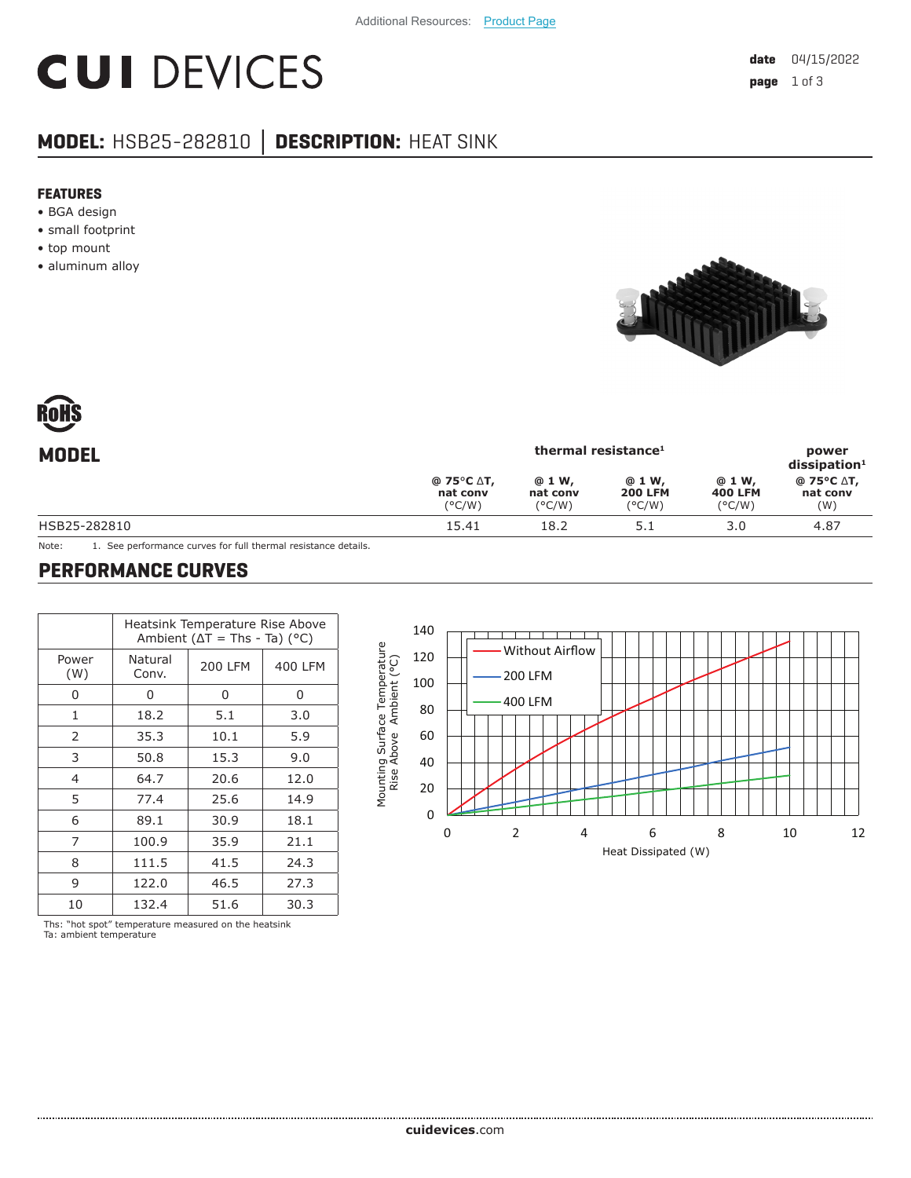Additional Resources: Product Page

# CUI DEVICES

date 04/15/2022

## MODEL: HSB25-282810 | DESCRIPTION: HEAT SINK

### FEATURES

- BGA design
- small footprint
- top mount
- aluminum alloy

## MODEL

| | thermal resistance[1] | | | | power dissipation[1] |
|---|---|---|---|---|---|
| | @ 75°C ΔT, nat conv (°C/W) | @ 1 W, nat conv (°C/W) | @ 1 W, 200 LFM (°C/W) | @ 1 W, 400 LFM (°C/W) | @ 75°C ΔT, nat conv (W) |
| HSB25-282810 | 15.41 | 18.2 | 5.1 | 3.0 | 4.87 |

Note: 1. See performance curves for full thermal resistance details.

## PERFORMANCE CURVES

| Power (W) | Heatsink Temperature Rise Above Ambient (ΔT = Ths - Ta) (°C) | | |
|---|---|---|---|
| | Natural Conv. | 200 LFM | 400 LFM |
| 0 | 0 | 0 | 0 |
| 1 | 18.2 | 5.1 | 3.0 |
| 2 | 35.3 | 10.1 | 5.9 |
| 3 | 50.8 | 15.3 | 9.0 |
| 4 | 64.7 | 20.6 | 12.0 |
| 5 | 77.4 | 25.6 | 14.9 |
| 6 | 89.1 | 30.9 | 18.1 |
| 7 | 100.9 | 35.9 | 21.1 |
| 8 | 111.5 | 41.5 | 24.3 |
| 9 | 122.0 | 46.5 | 27.3 |
| 10 | 132.4 | 51.6 | 30.3 |

Ths: "hot spot" temperature measured on the heatsink
Ta: ambient temperature

cuidevices.com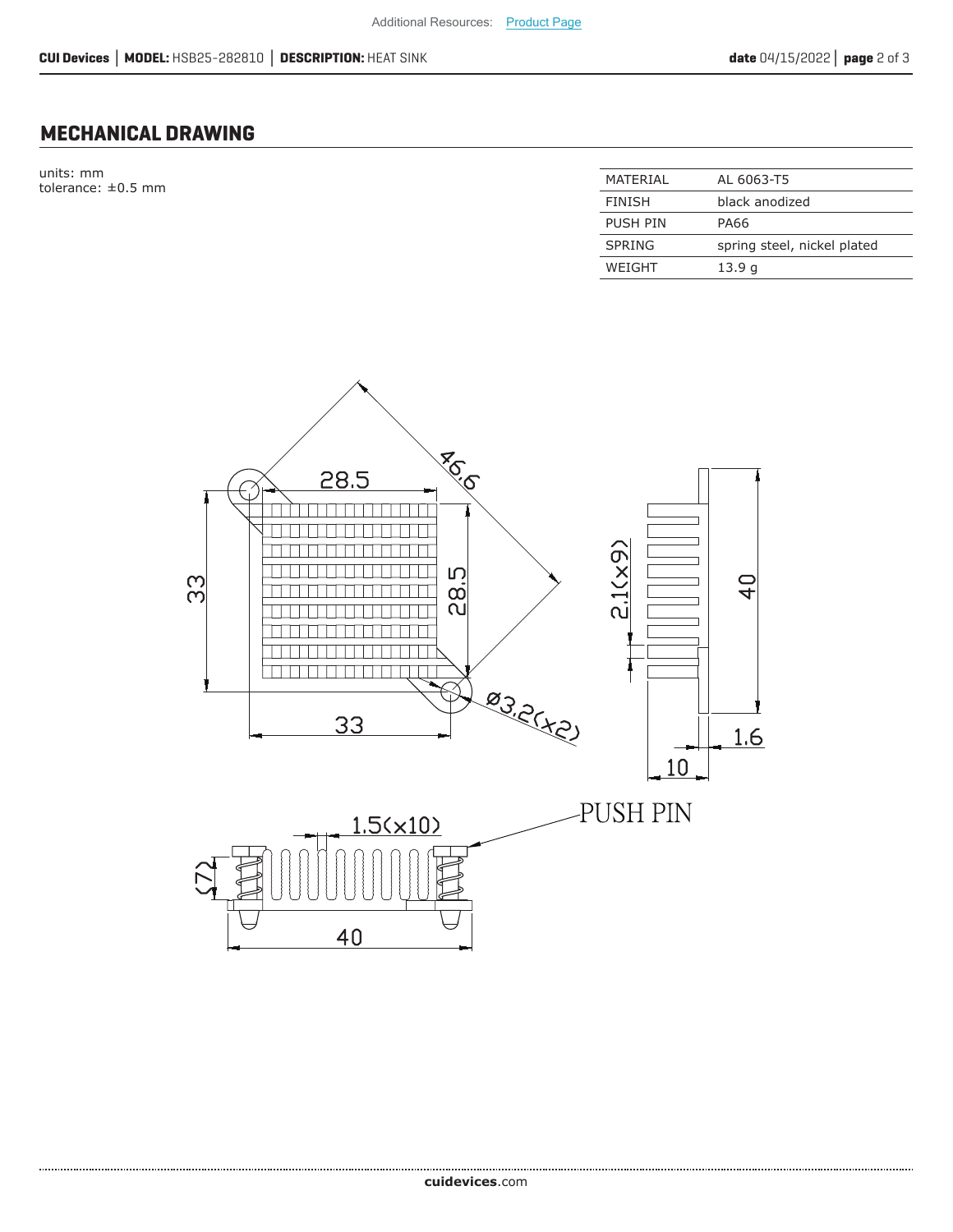## MECHANICAL DRAWING

units: mm
tolerance: ±0.5 mm

| MATERIAL | AL 6063-T5 |
|---|---|
| FINISH | black anodized |
| PUSH PIN | PA66 |
| SPRING | spring steel, nickel plated |
| WEIGHT | 13.9 g |

28.5
33
28.5
46.6
Ø3.2(x2)
33
2.1(x9)
40
1.6
10
1.5(x10)
PUSH PIN
(7)
40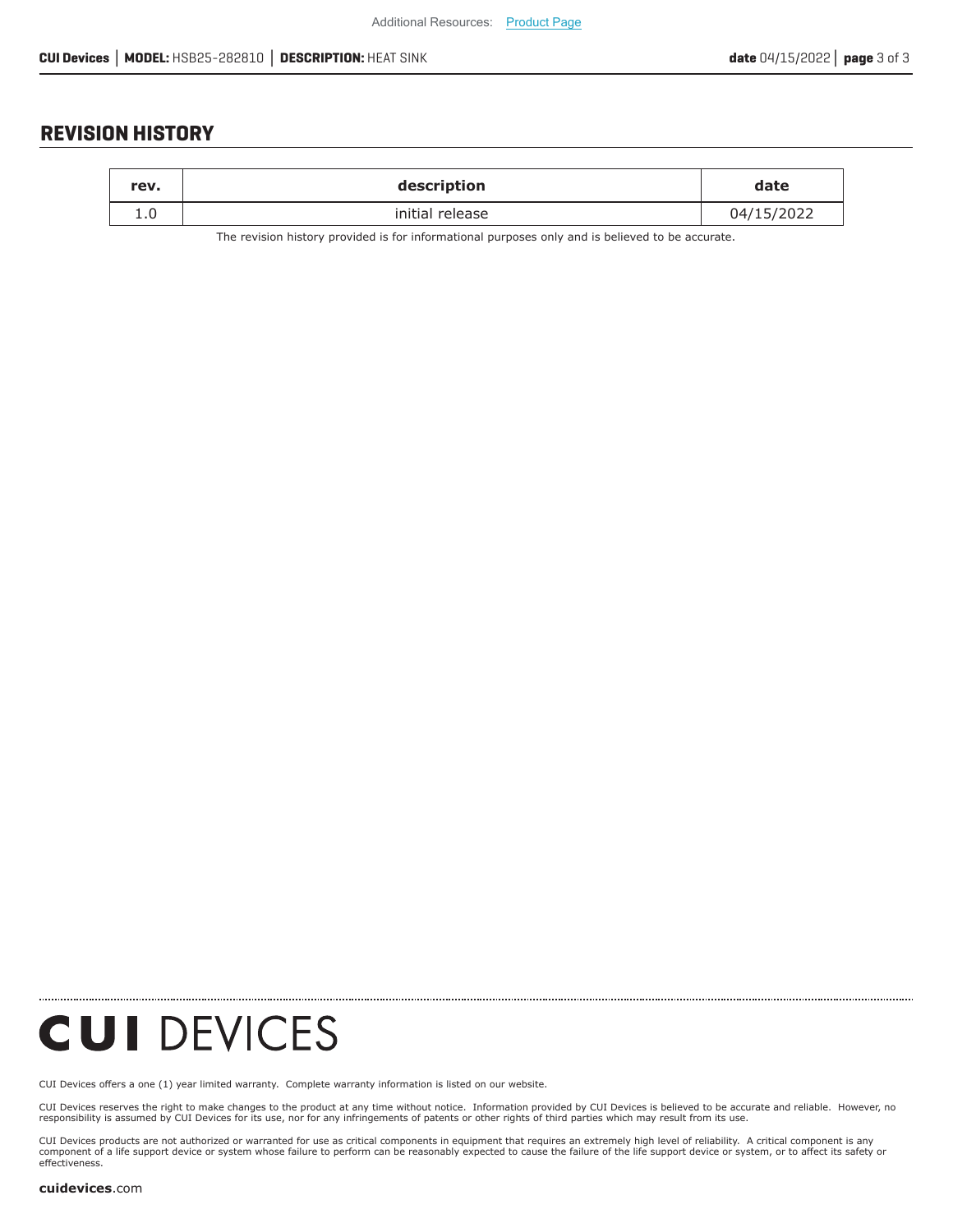## REVISION HISTORY

| rev. | description | date |
| --- | --- | --- |
| 1.0 | initial release | 04/15/2022 |

The revision history provided is for informational purposes only and is believed to be accurate.

**CUI** DEVICES

CUI Devices offers a one (1) year limited warranty. Complete warranty information is listed on our website.

CUI Devices reserves the right to make changes to the product at any time without notice. Information provided by CUI Devices is believed to be accurate and reliable. However, no responsibility is assumed by CUI Devices for its use, nor for any infringements of patents or other rights of third parties which may result from its use.

CUI Devices products are not authorized or warranted for use as critical components in equipment that requires an extremely high level of reliability. A critical component is any component of a life support device or system whose failure to perform can be reasonably expected to cause the failure of the life support device or system, or to affect its safety or effectiveness.

**cuidevices**.com